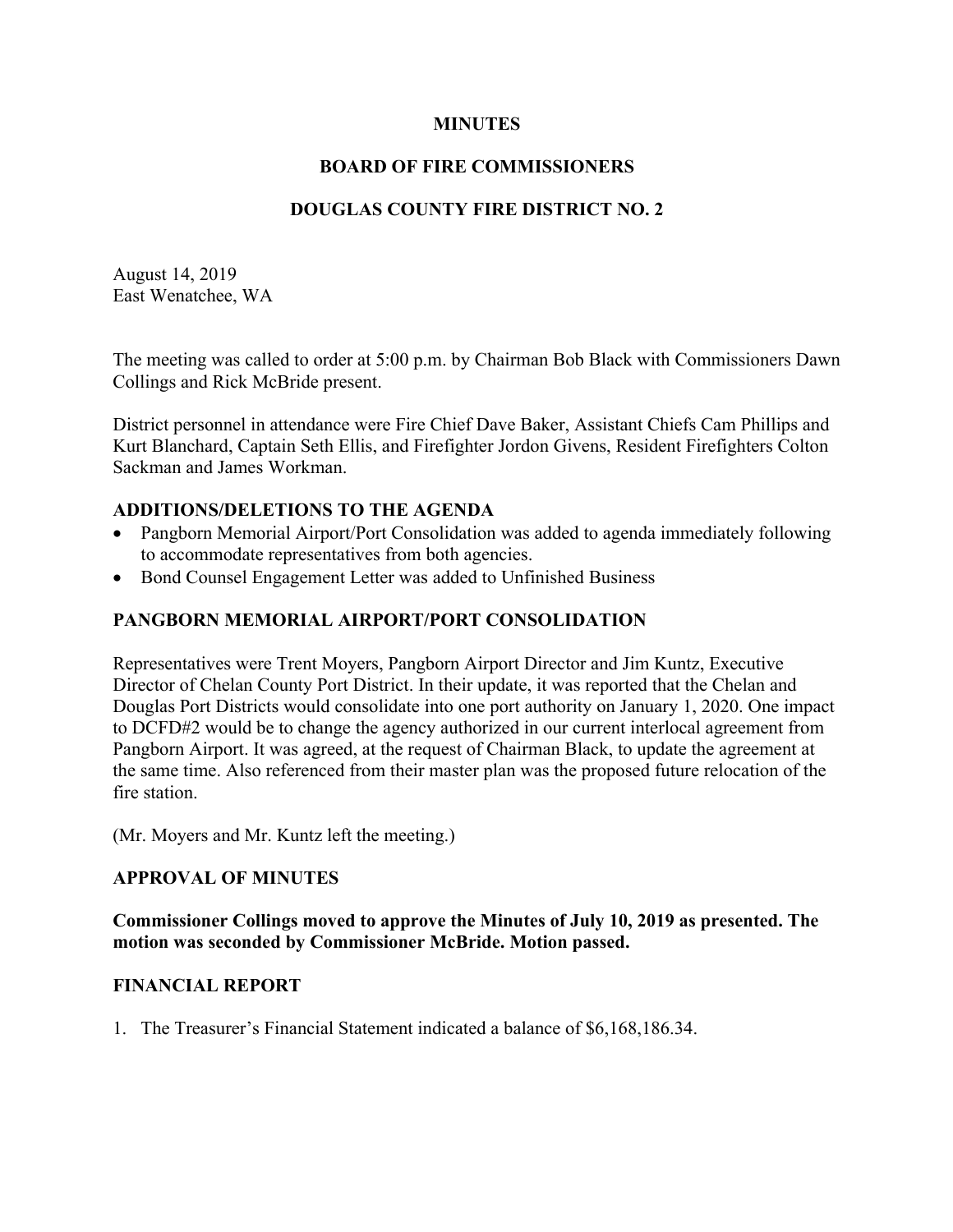**MINUTES**

**BOARD OF FIRE COMMISSIONERS**

**DOUGLAS COUNTY FIRE DISTRICT NO. 2**

August 14, 2019
East Wenatchee, WA

The meeting was called to order at 5:00 p.m. by Chairman Bob Black with Commissioners Dawn Collings and Rick McBride present.

District personnel in attendance were Fire Chief Dave Baker, Assistant Chiefs Cam Phillips and Kurt Blanchard, Captain Seth Ellis, and Firefighter Jordon Givens, Resident Firefighters Colton Sackman and James Workman.

## ADDITIONS/DELETIONS TO THE AGENDA

- Pangborn Memorial Airport/Port Consolidation was added to agenda immediately following to accommodate representatives from both agencies.
- Bond Counsel Engagement Letter was added to Unfinished Business

## PANGBORN MEMORIAL AIRPORT/PORT CONSOLIDATION

Representatives were Trent Moyers, Pangborn Airport Director and Jim Kuntz, Executive Director of Chelan County Port District. In their update, it was reported that the Chelan and Douglas Port Districts would consolidate into one port authority on January 1, 2020. One impact to DCFD#2 would be to change the agency authorized in our current interlocal agreement from Pangborn Airport. It was agreed, at the request of Chairman Black, to update the agreement at the same time. Also referenced from their master plan was the proposed future relocation of the fire station.

(Mr. Moyers and Mr. Kuntz left the meeting.)

## APPROVAL OF MINUTES

**Commissioner Collings moved to approve the Minutes of July 10, 2019 as presented. The motion was seconded by Commissioner McBride. Motion passed.**

## FINANCIAL REPORT

1. The Treasurer's Financial Statement indicated a balance of $6,168,186.34.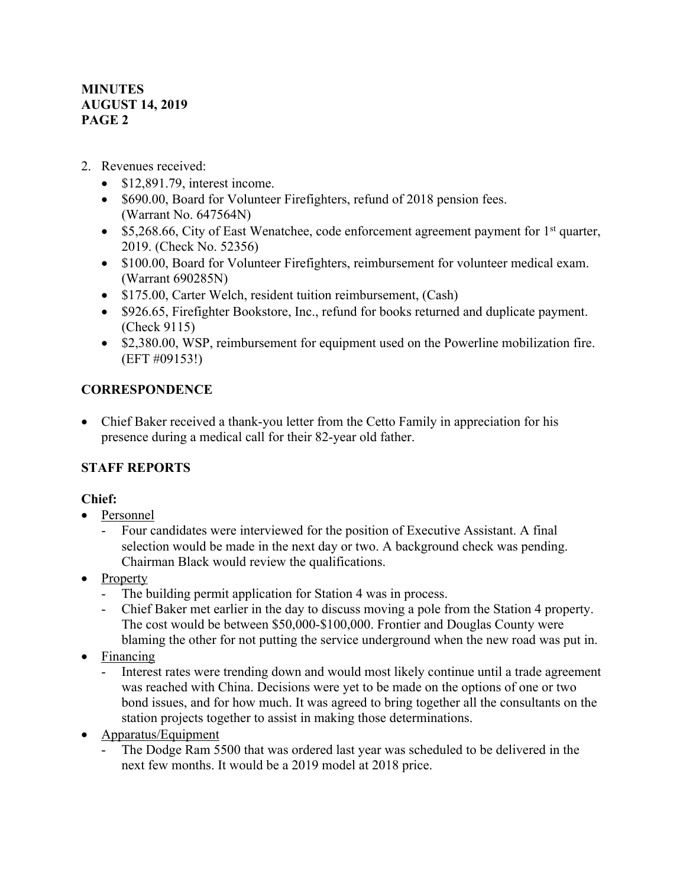2. Revenues received:
   - $12,891.79, interest income.
   - $690.00, Board for Volunteer Firefighters, refund of 2018 pension fees. (Warrant No. 647564N)
   - $5,268.66, City of East Wenatchee, code enforcement agreement payment for 1st quarter, 2019. (Check No. 52356)
   - $100.00, Board for Volunteer Firefighters, reimbursement for volunteer medical exam. (Warrant 690285N)
   - $175.00, Carter Welch, resident tuition reimbursement, (Cash)
   - $926.65, Firefighter Bookstore, Inc., refund for books returned and duplicate payment. (Check 9115)
   - $2,380.00, WSP, reimbursement for equipment used on the Powerline mobilization fire. (EFT #09153!)

## CORRESPONDENCE

- Chief Baker received a thank-you letter from the Cetto Family in appreciation for his presence during a medical call for their 82-year old father.

## STAFF REPORTS

### Chief:

- Personnel
  - Four candidates were interviewed for the position of Executive Assistant. A final selection would be made in the next day or two. A background check was pending. Chairman Black would review the qualifications.
- Property
  - The building permit application for Station 4 was in process.
  - Chief Baker met earlier in the day to discuss moving a pole from the Station 4 property. The cost would be between $50,000-$100,000. Frontier and Douglas County were blaming the other for not putting the service underground when the new road was put in.
- Financing
  - Interest rates were trending down and would most likely continue until a trade agreement was reached with China. Decisions were yet to be made on the options of one or two bond issues, and for how much. It was agreed to bring together all the consultants on the station projects together to assist in making those determinations.
- Apparatus/Equipment
  - The Dodge Ram 5500 that was ordered last year was scheduled to be delivered in the next few months. It would be a 2019 model at 2018 price.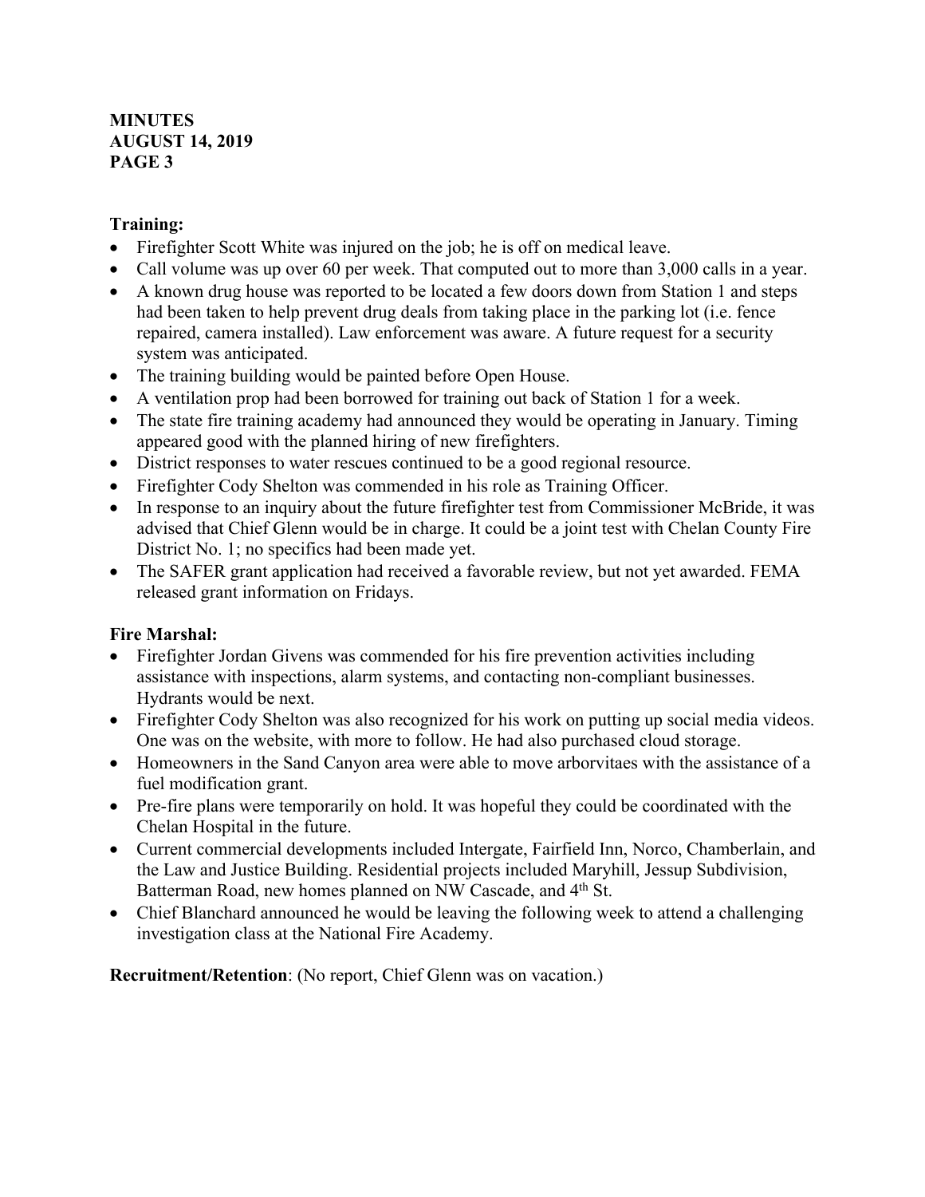**Training:**

- Firefighter Scott White was injured on the job; he is off on medical leave.
- Call volume was up over 60 per week. That computed out to more than 3,000 calls in a year.
- A known drug house was reported to be located a few doors down from Station 1 and steps had been taken to help prevent drug deals from taking place in the parking lot (i.e. fence repaired, camera installed). Law enforcement was aware. A future request for a security system was anticipated.
- The training building would be painted before Open House.
- A ventilation prop had been borrowed for training out back of Station 1 for a week.
- The state fire training academy had announced they would be operating in January. Timing appeared good with the planned hiring of new firefighters.
- District responses to water rescues continued to be a good regional resource.
- Firefighter Cody Shelton was commended in his role as Training Officer.
- In response to an inquiry about the future firefighter test from Commissioner McBride, it was advised that Chief Glenn would be in charge. It could be a joint test with Chelan County Fire District No. 1; no specifics had been made yet.
- The SAFER grant application had received a favorable review, but not yet awarded. FEMA released grant information on Fridays.

**Fire Marshal:**

- Firefighter Jordan Givens was commended for his fire prevention activities including assistance with inspections, alarm systems, and contacting non-compliant businesses. Hydrants would be next.
- Firefighter Cody Shelton was also recognized for his work on putting up social media videos. One was on the website, with more to follow. He had also purchased cloud storage.
- Homeowners in the Sand Canyon area were able to move arborvitaes with the assistance of a fuel modification grant.
- Pre-fire plans were temporarily on hold. It was hopeful they could be coordinated with the Chelan Hospital in the future.
- Current commercial developments included Intergate, Fairfield Inn, Norco, Chamberlain, and the Law and Justice Building. Residential projects included Maryhill, Jessup Subdivision, Batterman Road, new homes planned on NW Cascade, and 4th St.
- Chief Blanchard announced he would be leaving the following week to attend a challenging investigation class at the National Fire Academy.

**Recruitment/Retention**: (No report, Chief Glenn was on vacation.)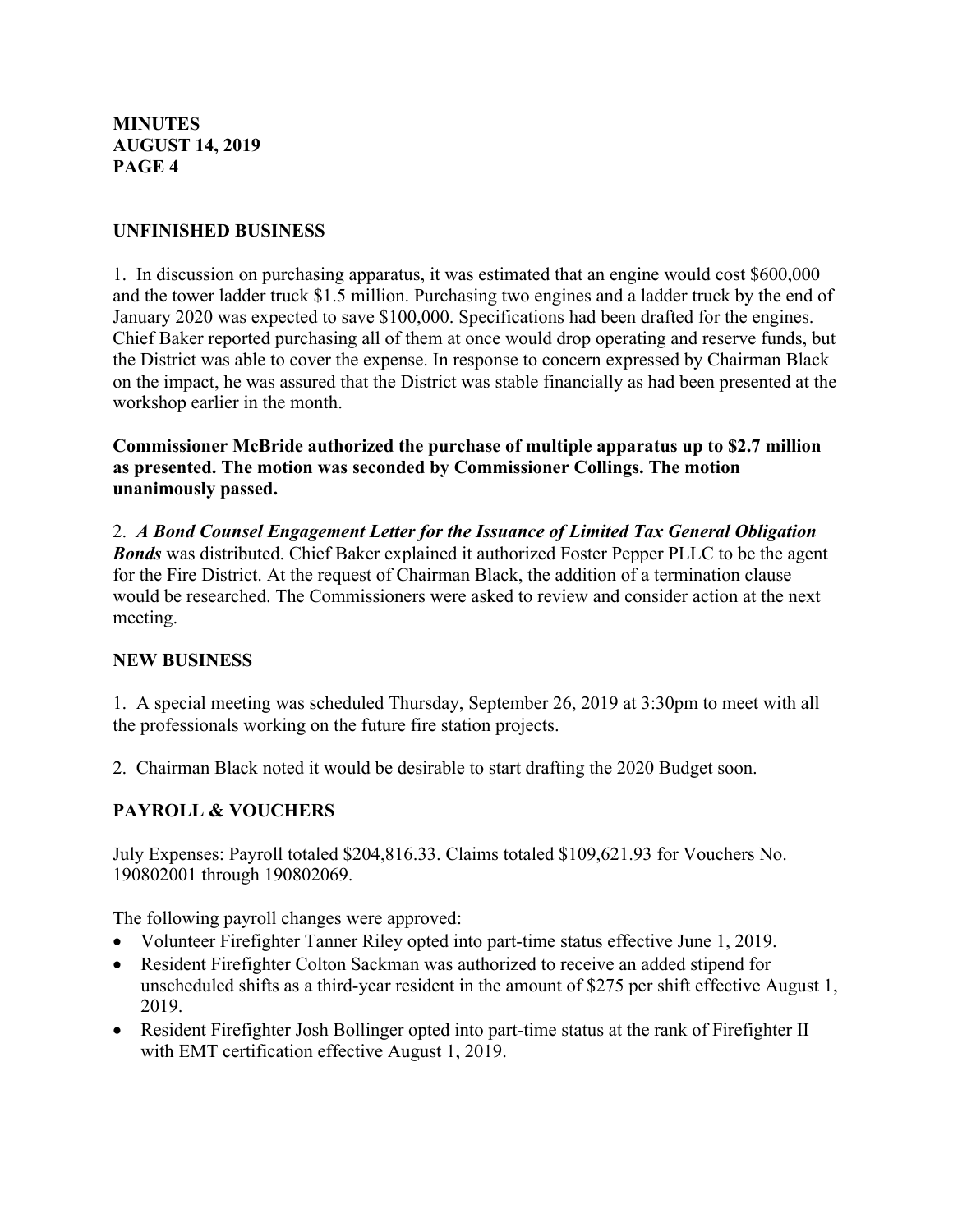## UNFINISHED BUSINESS

1. In discussion on purchasing apparatus, it was estimated that an engine would cost $600,000 and the tower ladder truck $1.5 million. Purchasing two engines and a ladder truck by the end of January 2020 was expected to save $100,000. Specifications had been drafted for the engines. Chief Baker reported purchasing all of them at once would drop operating and reserve funds, but the District was able to cover the expense. In response to concern expressed by Chairman Black on the impact, he was assured that the District was stable financially as had been presented at the workshop earlier in the month.

**Commissioner McBride authorized the purchase of multiple apparatus up to $2.7 million as presented. The motion was seconded by Commissioner Collings. The motion unanimously passed.**

2. ***A Bond Counsel Engagement Letter for the Issuance of Limited Tax General Obligation Bonds*** was distributed. Chief Baker explained it authorized Foster Pepper PLLC to be the agent for the Fire District. At the request of Chairman Black, the addition of a termination clause would be researched. The Commissioners were asked to review and consider action at the next meeting.

## NEW BUSINESS

1. A special meeting was scheduled Thursday, September 26, 2019 at 3:30pm to meet with all the professionals working on the future fire station projects.

2. Chairman Black noted it would be desirable to start drafting the 2020 Budget soon.

## PAYROLL & VOUCHERS

July Expenses: Payroll totaled $204,816.33. Claims totaled $109,621.93 for Vouchers No. 190802001 through 190802069.

The following payroll changes were approved:

- Volunteer Firefighter Tanner Riley opted into part-time status effective June 1, 2019.
- Resident Firefighter Colton Sackman was authorized to receive an added stipend for unscheduled shifts as a third-year resident in the amount of $275 per shift effective August 1, 2019.
- Resident Firefighter Josh Bollinger opted into part-time status at the rank of Firefighter II with EMT certification effective August 1, 2019.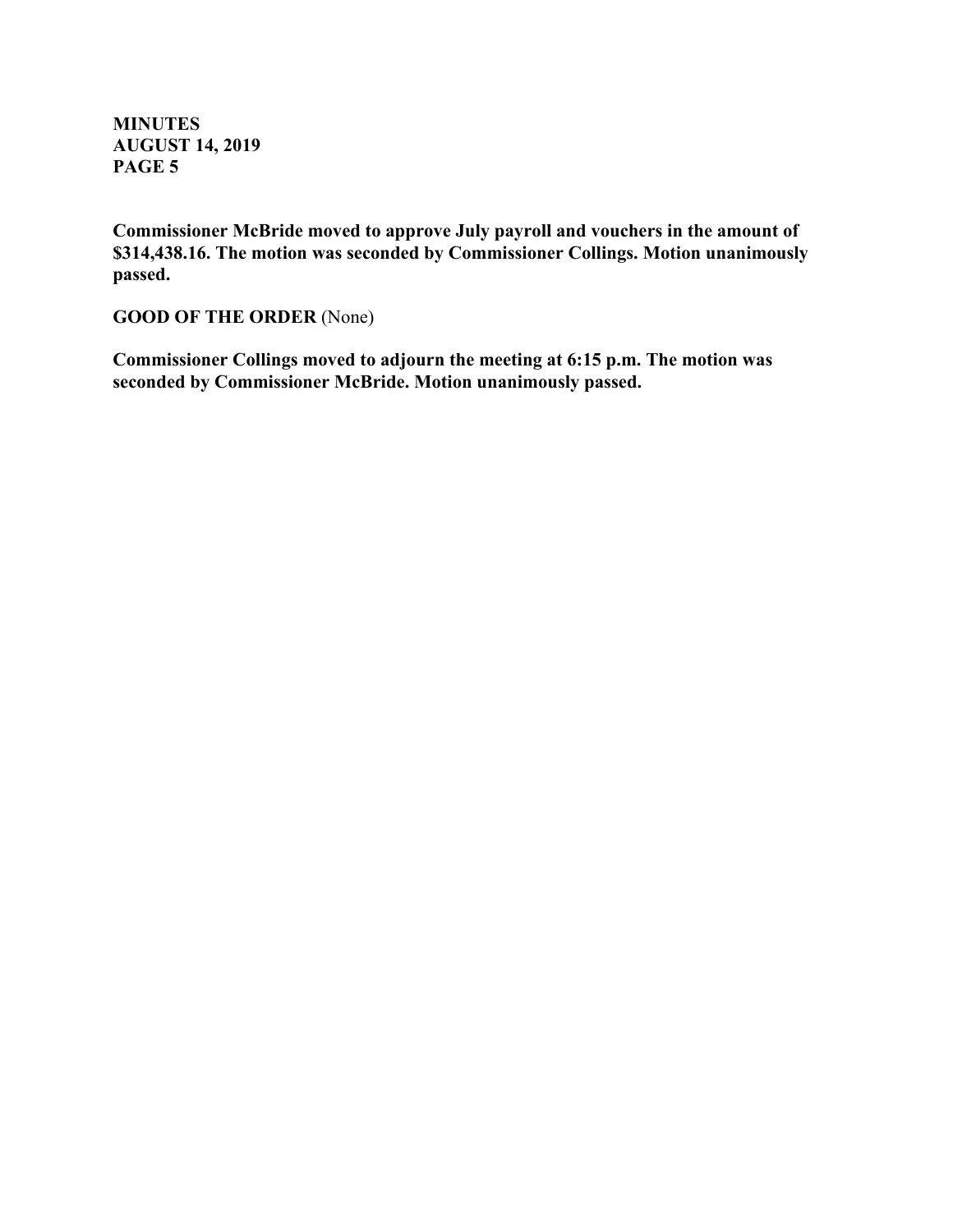**Commissioner McBride moved to approve July payroll and vouchers in the amount of $314,438.16. The motion was seconded by Commissioner Collings. Motion unanimously passed.**

**GOOD OF THE ORDER** (None)

**Commissioner Collings moved to adjourn the meeting at 6:15 p.m. The motion was seconded by Commissioner McBride. Motion unanimously passed.**